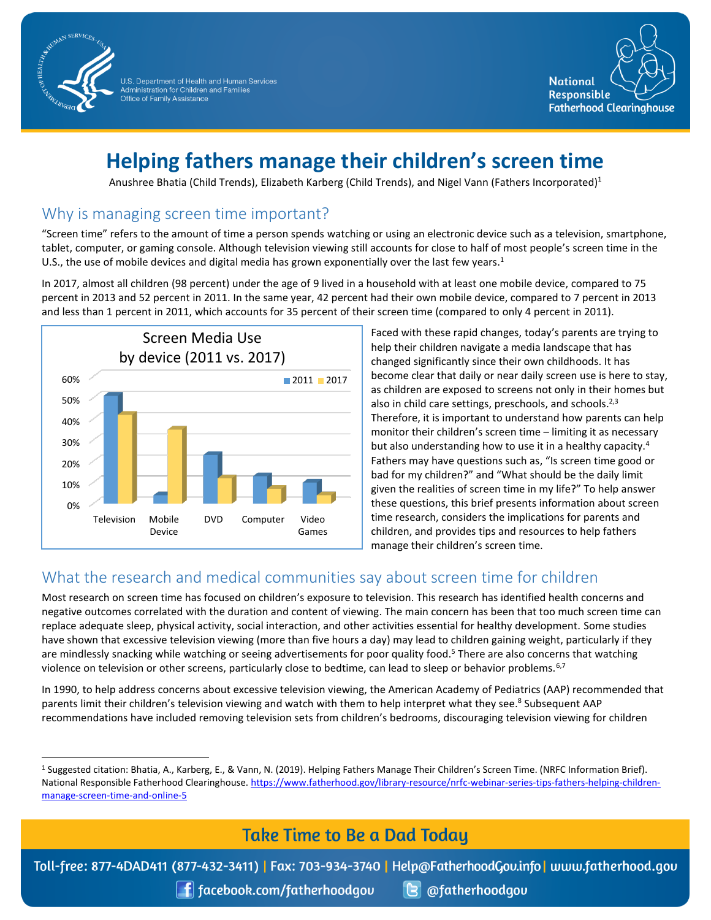# Helping fathers manage their children's screen time

Anushree Bhatia (Child Trends), Elizabeth Karberg (Child Trends), and Nigel Vann (Fathers Incorporated)[1]

## Why is managing screen time important?

"Screen time" refers to the amount of time a person spends watching or using an electronic device such as a television, smartphone, tablet, computer, or gaming console. Although television viewing still accounts for close to half of most people's screen time in the U.S., the use of mobile devices and digital media has grown exponentially over the last few years.[1]

In 2017, almost all children (98 percent) under the age of 9 lived in a household with at least one mobile device, compared to 75 percent in 2013 and 52 percent in 2011. In the same year, 42 percent had their own mobile device, compared to 7 percent in 2013 and less than 1 percent in 2011, which accounts for 35 percent of their screen time (compared to only 4 percent in 2011).

**Screen Media Use by device (2011 vs. 2017)**

| Device | 2011 | 2017 |
|---|---|---|
| Television | ~51% | ~42% |
| Mobile Device | ~4% | ~35% |
| DVD | ~23% | ~12% |
| Computer | ~13% | ~7% |
| Video Games | ~10% | ~4% |

Faced with these rapid changes, today's parents are trying to help their children navigate a media landscape that has changed significantly since their own childhoods. It has become clear that daily or near daily screen use is here to stay, as children are exposed to screens not only in their homes but also in child care settings, preschools, and schools.[2,3] Therefore, it is important to understand how parents can help monitor their children's screen time – limiting it as necessary but also understanding how to use it in a healthy capacity.[4] Fathers may have questions such as, "Is screen time good or bad for my children?" and "What should be the daily limit given the realities of screen time in my life?" To help answer these questions, this brief presents information about screen time research, considers the implications for parents and children, and provides tips and resources to help fathers manage their children's screen time.

## What the research and medical communities say about screen time for children

Most research on screen time has focused on children's exposure to television. This research has identified health concerns and negative outcomes correlated with the duration and content of viewing. The main concern has been that too much screen time can replace adequate sleep, physical activity, social interaction, and other activities essential for healthy development. Some studies have shown that excessive television viewing (more than five hours a day) may lead to children gaining weight, particularly if they are mindlessly snacking while watching or seeing advertisements for poor quality food.[5] There are also concerns that watching violence on television or other screens, particularly close to bedtime, can lead to sleep or behavior problems.[6,7]

In 1990, to help address concerns about excessive television viewing, the American Academy of Pediatrics (AAP) recommended that parents limit their children's television viewing and watch with them to help interpret what they see.[8] Subsequent AAP recommendations have included removing television sets from children's bedrooms, discouraging television viewing for children

---

[1] Suggested citation: Bhatia, A., Karberg, E., & Vann, N. (2019). Helping Fathers Manage Their Children's Screen Time. (NRFC Information Brief). National Responsible Fatherhood Clearinghouse. https://www.fatherhood.gov/library-resource/nrfc-webinar-series-tips-fathers-helping-children-manage-screen-time-and-online-5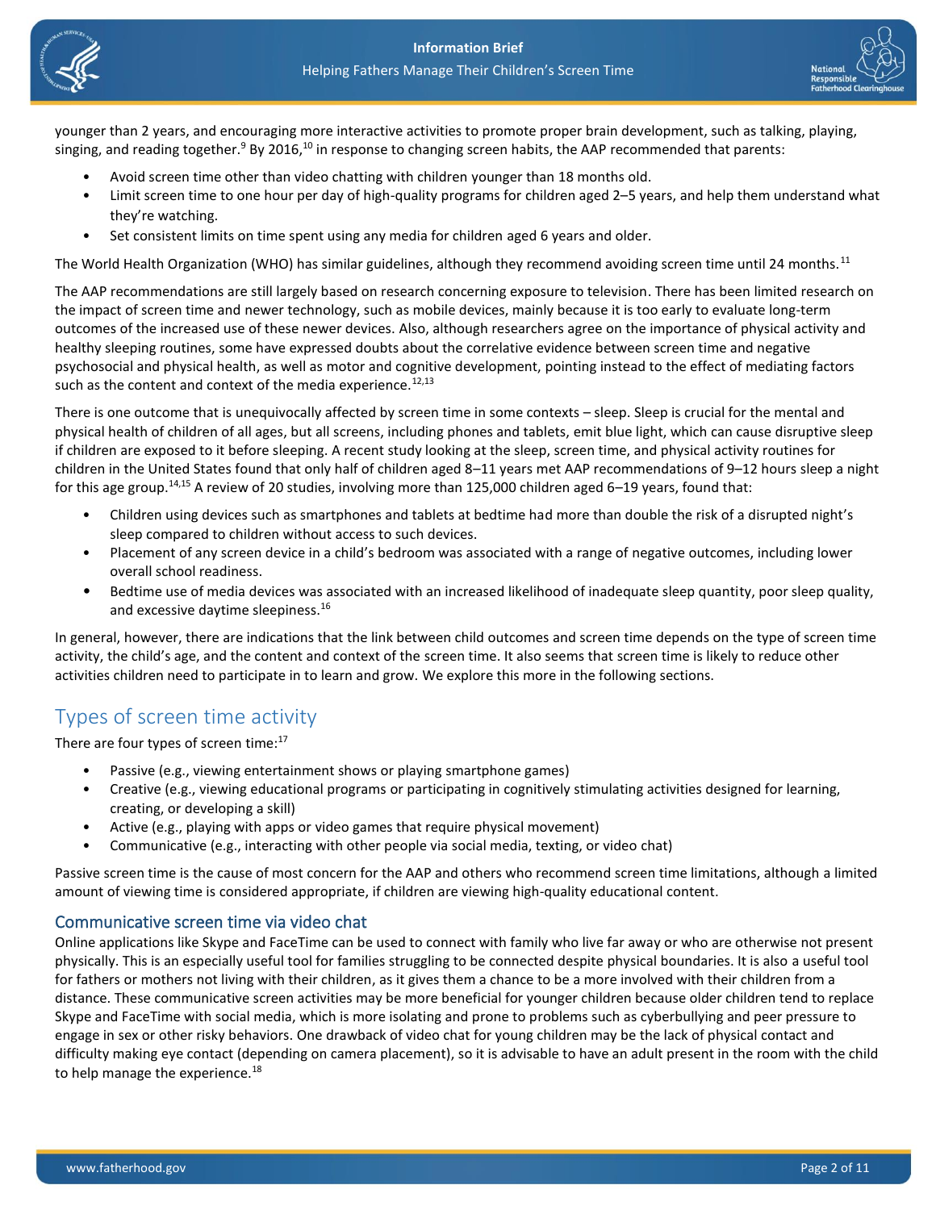younger than 2 years, and encouraging more interactive activities to promote proper brain development, such as talking, playing, singing, and reading together.[9] By 2016,[10] in response to changing screen habits, the AAP recommended that parents:

- Avoid screen time other than video chatting with children younger than 18 months old.
- Limit screen time to one hour per day of high-quality programs for children aged 2–5 years, and help them understand what they're watching.
- Set consistent limits on time spent using any media for children aged 6 years and older.

The World Health Organization (WHO) has similar guidelines, although they recommend avoiding screen time until 24 months.[11]

The AAP recommendations are still largely based on research concerning exposure to television. There has been limited research on the impact of screen time and newer technology, such as mobile devices, mainly because it is too early to evaluate long-term outcomes of the increased use of these newer devices. Also, although researchers agree on the importance of physical activity and healthy sleeping routines, some have expressed doubts about the correlative evidence between screen time and negative psychosocial and physical health, as well as motor and cognitive development, pointing instead to the effect of mediating factors such as the content and context of the media experience.[12,13]

There is one outcome that is unequivocally affected by screen time in some contexts – sleep. Sleep is crucial for the mental and physical health of children of all ages, but all screens, including phones and tablets, emit blue light, which can cause disruptive sleep if children are exposed to it before sleeping. A recent study looking at the sleep, screen time, and physical activity routines for children in the United States found that only half of children aged 8–11 years met AAP recommendations of 9–12 hours sleep a night for this age group.[14,15] A review of 20 studies, involving more than 125,000 children aged 6–19 years, found that:

- Children using devices such as smartphones and tablets at bedtime had more than double the risk of a disrupted night's sleep compared to children without access to such devices.
- Placement of any screen device in a child's bedroom was associated with a range of negative outcomes, including lower overall school readiness.
- Bedtime use of media devices was associated with an increased likelihood of inadequate sleep quantity, poor sleep quality, and excessive daytime sleepiness.[16]

In general, however, there are indications that the link between child outcomes and screen time depends on the type of screen time activity, the child's age, and the content and context of the screen time. It also seems that screen time is likely to reduce other activities children need to participate in to learn and grow. We explore this more in the following sections.

## Types of screen time activity

There are four types of screen time:[17]

- Passive (e.g., viewing entertainment shows or playing smartphone games)
- Creative (e.g., viewing educational programs or participating in cognitively stimulating activities designed for learning, creating, or developing a skill)
- Active (e.g., playing with apps or video games that require physical movement)
- Communicative (e.g., interacting with other people via social media, texting, or video chat)

Passive screen time is the cause of most concern for the AAP and others who recommend screen time limitations, although a limited amount of viewing time is considered appropriate, if children are viewing high-quality educational content.

### Communicative screen time via video chat

Online applications like Skype and FaceTime can be used to connect with family who live far away or who are otherwise not present physically. This is an especially useful tool for families struggling to be connected despite physical boundaries. It is also a useful tool for fathers or mothers not living with their children, as it gives them a chance to be a more involved with their children from a distance. These communicative screen activities may be more beneficial for younger children because older children tend to replace Skype and FaceTime with social media, which is more isolating and prone to problems such as cyberbullying and peer pressure to engage in sex or other risky behaviors. One drawback of video chat for young children may be the lack of physical contact and difficulty making eye contact (depending on camera placement), so it is advisable to have an adult present in the room with the child to help manage the experience.[18]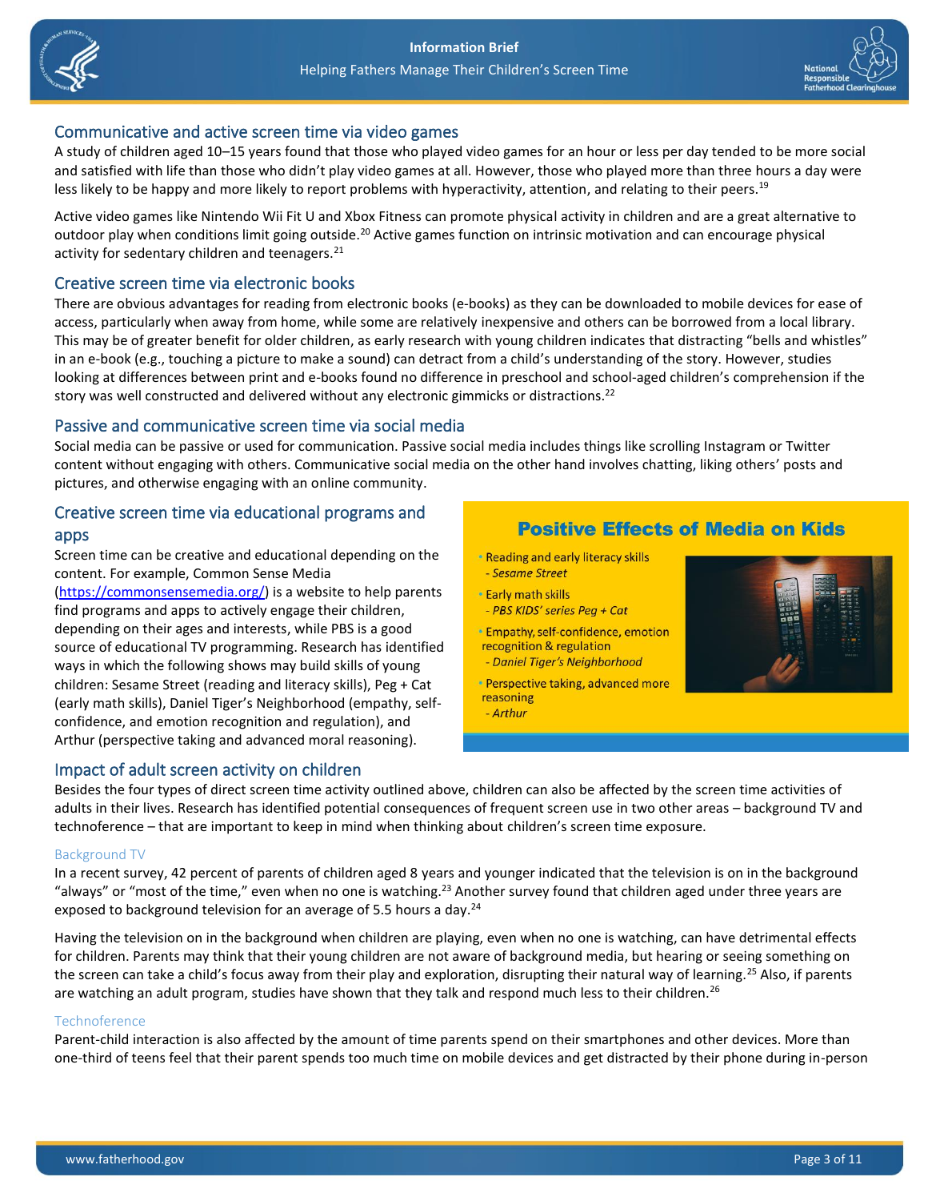## Communicative and active screen time via video games

A study of children aged 10–15 years found that those who played video games for an hour or less per day tended to be more social and satisfied with life than those who didn't play video games at all. However, those who played more than three hours a day were less likely to be happy and more likely to report problems with hyperactivity, attention, and relating to their peers.[19]

Active video games like Nintendo Wii Fit U and Xbox Fitness can promote physical activity in children and are a great alternative to outdoor play when conditions limit going outside.[20] Active games function on intrinsic motivation and can encourage physical activity for sedentary children and teenagers.[21]

## Creative screen time via electronic books

There are obvious advantages for reading from electronic books (e-books) as they can be downloaded to mobile devices for ease of access, particularly when away from home, while some are relatively inexpensive and others can be borrowed from a local library. This may be of greater benefit for older children, as early research with young children indicates that distracting "bells and whistles" in an e-book (e.g., touching a picture to make a sound) can detract from a child's understanding of the story. However, studies looking at differences between print and e-books found no difference in preschool and school-aged children's comprehension if the story was well constructed and delivered without any electronic gimmicks or distractions.[22]

## Passive and communicative screen time via social media

Social media can be passive or used for communication. Passive social media includes things like scrolling Instagram or Twitter content without engaging with others. Communicative social media on the other hand involves chatting, liking others' posts and pictures, and otherwise engaging with an online community.

## Creative screen time via educational programs and apps

Screen time can be creative and educational depending on the content. For example, Common Sense Media (https://commonsensemedia.org/) is a website to help parents find programs and apps to actively engage their children, depending on their ages and interests, while PBS is a good source of educational TV programming. Research has identified ways in which the following shows may build skills of young children: Sesame Street (reading and literacy skills), Peg + Cat (early math skills), Daniel Tiger's Neighborhood (empathy, self-confidence, and emotion recognition and regulation), and Arthur (perspective taking and advanced moral reasoning).

### Positive Effects of Media on Kids

- Reading and early literacy skills
  - *Sesame Street*
- Early math skills
  - *PBS KIDS' series Peg + Cat*
- Empathy, self-confidence, emotion recognition & regulation
  - *Daniel Tiger's Neighborhood*
- Perspective taking, advanced more reasoning
  - *Arthur*

## Impact of adult screen activity on children

Besides the four types of direct screen time activity outlined above, children can also be affected by the screen time activities of adults in their lives. Research has identified potential consequences of frequent screen use in two other areas – background TV and technoference – that are important to keep in mind when thinking about children's screen time exposure.

### Background TV

In a recent survey, 42 percent of parents of children aged 8 years and younger indicated that the television is on in the background "always" or "most of the time," even when no one is watching.[23] Another survey found that children aged under three years are exposed to background television for an average of 5.5 hours a day.[24]

Having the television on in the background when children are playing, even when no one is watching, can have detrimental effects for children. Parents may think that their young children are not aware of background media, but hearing or seeing something on the screen can take a child's focus away from their play and exploration, disrupting their natural way of learning.[25] Also, if parents are watching an adult program, studies have shown that they talk and respond much less to their children.[26]

### Technoference

Parent-child interaction is also affected by the amount of time parents spend on their smartphones and other devices. More than one-third of teens feel that their parent spends too much time on mobile devices and get distracted by their phone during in-person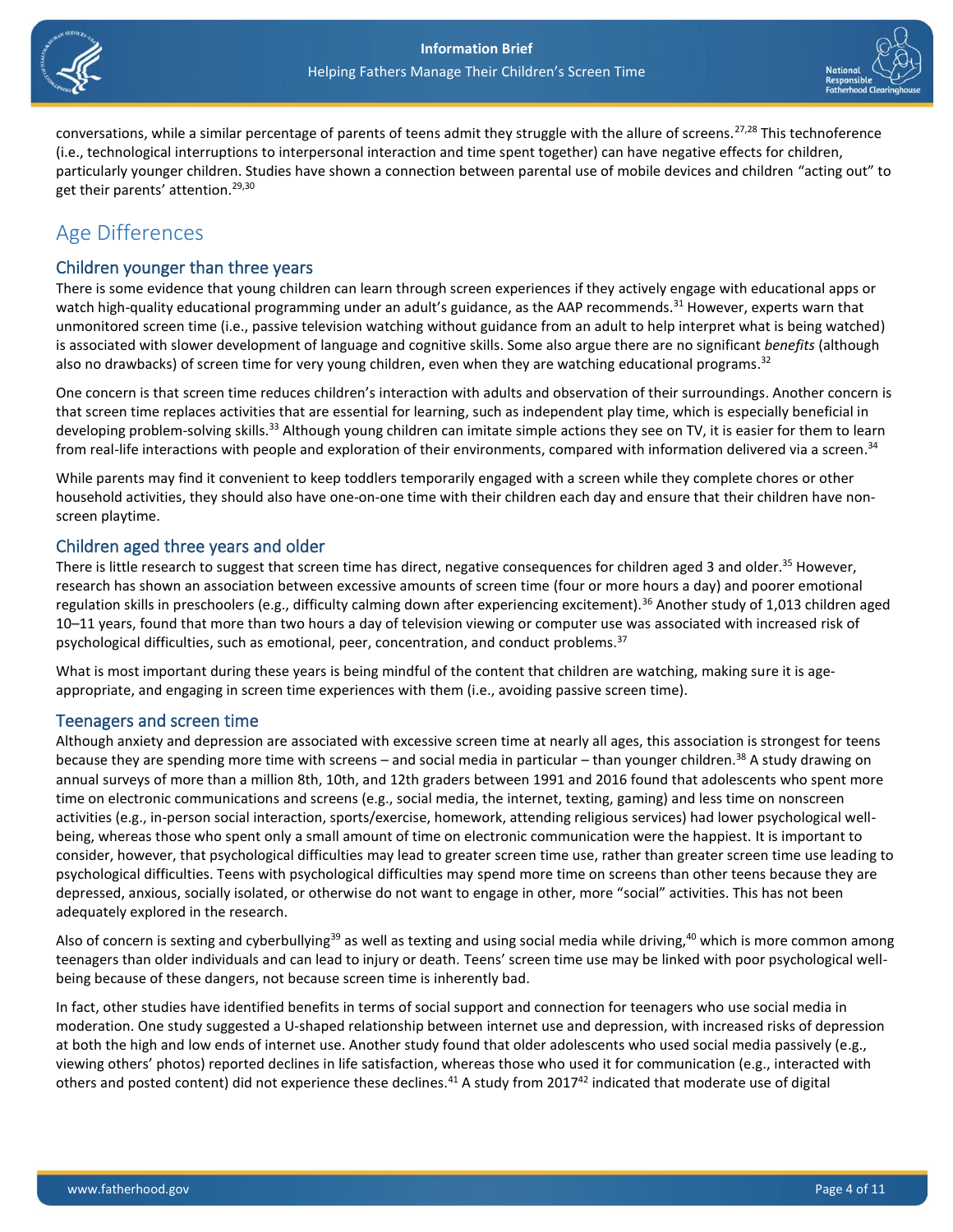conversations, while a similar percentage of parents of teens admit they struggle with the allure of screens.[27,28] This technoference (i.e., technological interruptions to interpersonal interaction and time spent together) can have negative effects for children, particularly younger children. Studies have shown a connection between parental use of mobile devices and children "acting out" to get their parents' attention.[29,30]

## Age Differences

### Children younger than three years

There is some evidence that young children can learn through screen experiences if they actively engage with educational apps or watch high-quality educational programming under an adult's guidance, as the AAP recommends.[31] However, experts warn that unmonitored screen time (i.e., passive television watching without guidance from an adult to help interpret what is being watched) is associated with slower development of language and cognitive skills. Some also argue there are no significant *benefits* (although also no drawbacks) of screen time for very young children, even when they are watching educational programs.[32]

One concern is that screen time reduces children's interaction with adults and observation of their surroundings. Another concern is that screen time replaces activities that are essential for learning, such as independent play time, which is especially beneficial in developing problem-solving skills.[33] Although young children can imitate simple actions they see on TV, it is easier for them to learn from real-life interactions with people and exploration of their environments, compared with information delivered via a screen.[34]

While parents may find it convenient to keep toddlers temporarily engaged with a screen while they complete chores or other household activities, they should also have one-on-one time with their children each day and ensure that their children have non-screen playtime.

### Children aged three years and older

There is little research to suggest that screen time has direct, negative consequences for children aged 3 and older.[35] However, research has shown an association between excessive amounts of screen time (four or more hours a day) and poorer emotional regulation skills in preschoolers (e.g., difficulty calming down after experiencing excitement).[36] Another study of 1,013 children aged 10–11 years, found that more than two hours a day of television viewing or computer use was associated with increased risk of psychological difficulties, such as emotional, peer, concentration, and conduct problems.[37]

What is most important during these years is being mindful of the content that children are watching, making sure it is age-appropriate, and engaging in screen time experiences with them (i.e., avoiding passive screen time).

### Teenagers and screen time

Although anxiety and depression are associated with excessive screen time at nearly all ages, this association is strongest for teens because they are spending more time with screens – and social media in particular – than younger children.[38] A study drawing on annual surveys of more than a million 8th, 10th, and 12th graders between 1991 and 2016 found that adolescents who spent more time on electronic communications and screens (e.g., social media, the internet, texting, gaming) and less time on nonscreen activities (e.g., in-person social interaction, sports/exercise, homework, attending religious services) had lower psychological well-being, whereas those who spent only a small amount of time on electronic communication were the happiest. It is important to consider, however, that psychological difficulties may lead to greater screen time use, rather than greater screen time use leading to psychological difficulties. Teens with psychological difficulties may spend more time on screens than other teens because they are depressed, anxious, socially isolated, or otherwise do not want to engage in other, more "social" activities. This has not been adequately explored in the research.

Also of concern is sexting and cyberbullying[39] as well as texting and using social media while driving,[40] which is more common among teenagers than older individuals and can lead to injury or death. Teens' screen time use may be linked with poor psychological well-being because of these dangers, not because screen time is inherently bad.

In fact, other studies have identified benefits in terms of social support and connection for teenagers who use social media in moderation. One study suggested a U-shaped relationship between internet use and depression, with increased risks of depression at both the high and low ends of internet use. Another study found that older adolescents who used social media passively (e.g., viewing others' photos) reported declines in life satisfaction, whereas those who used it for communication (e.g., interacted with others and posted content) did not experience these declines.[41] A study from 2017[42] indicated that moderate use of digital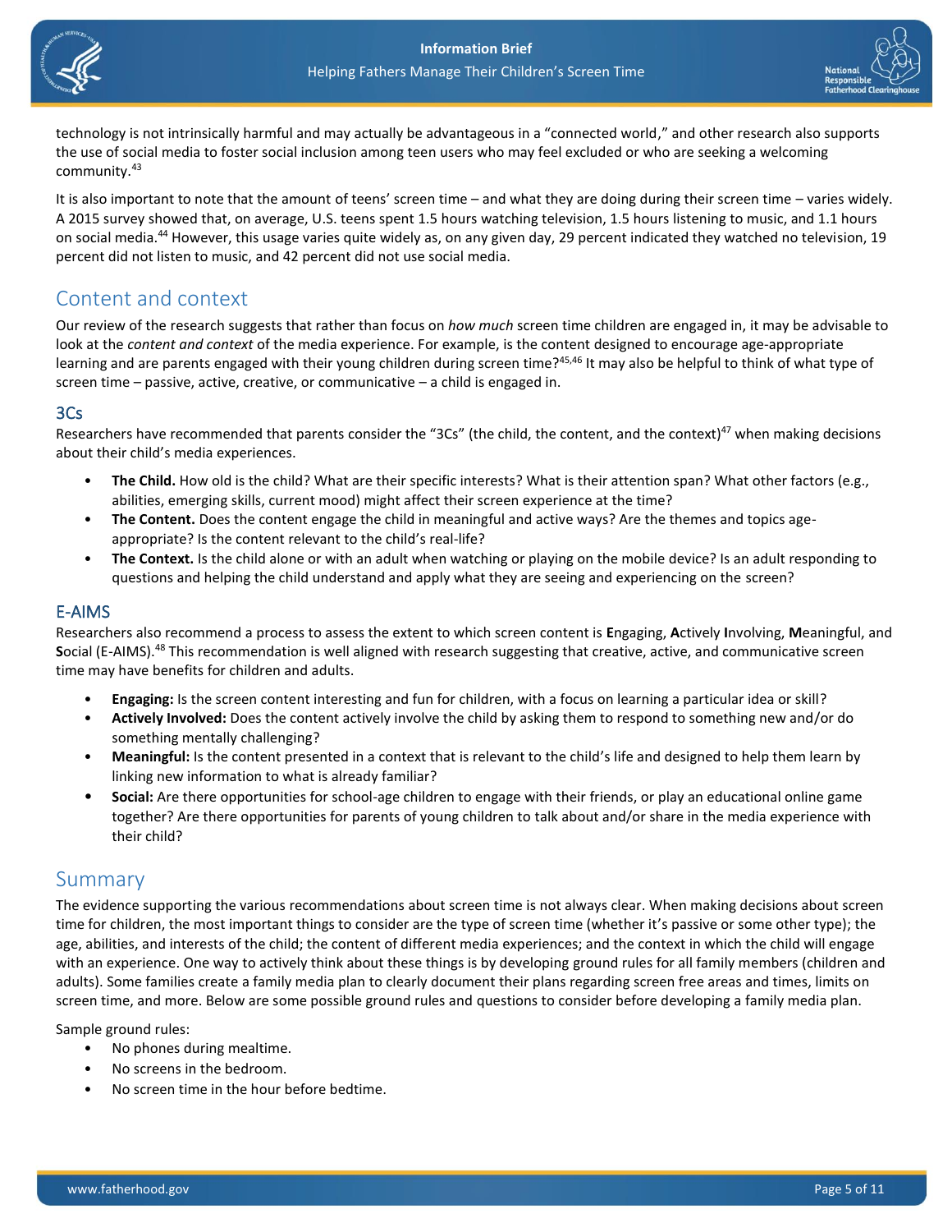technology is not intrinsically harmful and may actually be advantageous in a "connected world," and other research also supports the use of social media to foster social inclusion among teen users who may feel excluded or who are seeking a welcoming community.[43]

It is also important to note that the amount of teens' screen time – and what they are doing during their screen time – varies widely. A 2015 survey showed that, on average, U.S. teens spent 1.5 hours watching television, 1.5 hours listening to music, and 1.1 hours on social media.[44] However, this usage varies quite widely as, on any given day, 29 percent indicated they watched no television, 19 percent did not listen to music, and 42 percent did not use social media.

## Content and context

Our review of the research suggests that rather than focus on *how much* screen time children are engaged in, it may be advisable to look at the *content and context* of the media experience. For example, is the content designed to encourage age-appropriate learning and are parents engaged with their young children during screen time?[45,46] It may also be helpful to think of what type of screen time – passive, active, creative, or communicative – a child is engaged in.

### 3Cs

Researchers have recommended that parents consider the "3Cs" (the child, the content, and the context)[47] when making decisions about their child's media experiences.

- **The Child.** How old is the child? What are their specific interests? What is their attention span? What other factors (e.g., abilities, emerging skills, current mood) might affect their screen experience at the time?
- **The Content.** Does the content engage the child in meaningful and active ways? Are the themes and topics age-appropriate? Is the content relevant to the child's real-life?
- **The Context.** Is the child alone or with an adult when watching or playing on the mobile device? Is an adult responding to questions and helping the child understand and apply what they are seeing and experiencing on the screen?

### E-AIMS

Researchers also recommend a process to assess the extent to which screen content is **E**ngaging, **A**ctively **I**nvolving, **M**eaningful, and **S**ocial (E-AIMS).[48] This recommendation is well aligned with research suggesting that creative, active, and communicative screen time may have benefits for children and adults.

- **Engaging:** Is the screen content interesting and fun for children, with a focus on learning a particular idea or skill?
- **Actively Involved:** Does the content actively involve the child by asking them to respond to something new and/or do something mentally challenging?
- **Meaningful:** Is the content presented in a context that is relevant to the child's life and designed to help them learn by linking new information to what is already familiar?
- **Social:** Are there opportunities for school-age children to engage with their friends, or play an educational online game together? Are there opportunities for parents of young children to talk about and/or share in the media experience with their child?

## Summary

The evidence supporting the various recommendations about screen time is not always clear. When making decisions about screen time for children, the most important things to consider are the type of screen time (whether it's passive or some other type); the age, abilities, and interests of the child; the content of different media experiences; and the context in which the child will engage with an experience. One way to actively think about these things is by developing ground rules for all family members (children and adults). Some families create a family media plan to clearly document their plans regarding screen free areas and times, limits on screen time, and more. Below are some possible ground rules and questions to consider before developing a family media plan.

Sample ground rules:

- No phones during mealtime.
- No screens in the bedroom.
- No screen time in the hour before bedtime.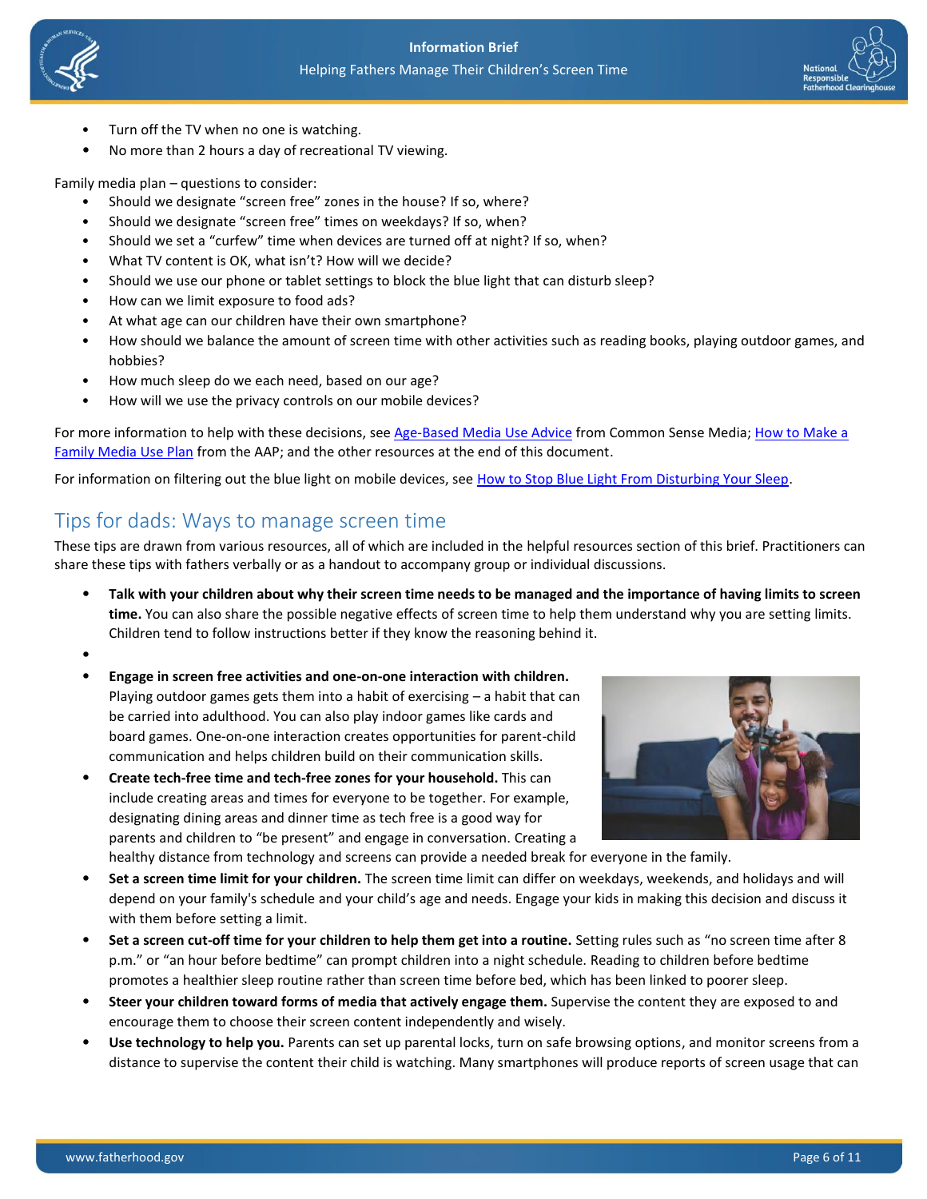- Turn off the TV when no one is watching.
- No more than 2 hours a day of recreational TV viewing.

Family media plan – questions to consider:

- Should we designate "screen free" zones in the house? If so, where?
- Should we designate "screen free" times on weekdays? If so, when?
- Should we set a "curfew" time when devices are turned off at night? If so, when?
- What TV content is OK, what isn't? How will we decide?
- Should we use our phone or tablet settings to block the blue light that can disturb sleep?
- How can we limit exposure to food ads?
- At what age can our children have their own smartphone?
- How should we balance the amount of screen time with other activities such as reading books, playing outdoor games, and hobbies?
- How much sleep do we each need, based on our age?
- How will we use the privacy controls on our mobile devices?

For more information to help with these decisions, see Age-Based Media Use Advice from Common Sense Media; How to Make a Family Media Use Plan from the AAP; and the other resources at the end of this document.

For information on filtering out the blue light on mobile devices, see How to Stop Blue Light From Disturbing Your Sleep.

## Tips for dads: Ways to manage screen time

These tips are drawn from various resources, all of which are included in the helpful resources section of this brief. Practitioners can share these tips with fathers verbally or as a handout to accompany group or individual discussions.

- **Talk with your children about why their screen time needs to be managed and the importance of having limits to screen time.** You can also share the possible negative effects of screen time to help them understand why you are setting limits. Children tend to follow instructions better if they know the reasoning behind it.
- **Engage in screen free activities and one-on-one interaction with children.** Playing outdoor games gets them into a habit of exercising – a habit that can be carried into adulthood. You can also play indoor games like cards and board games. One-on-one interaction creates opportunities for parent-child communication and helps children build on their communication skills.
- **Create tech-free time and tech-free zones for your household.** This can include creating areas and times for everyone to be together. For example, designating dining areas and dinner time as tech free is a good way for parents and children to "be present" and engage in conversation. Creating a healthy distance from technology and screens can provide a needed break for everyone in the family.
- **Set a screen time limit for your children.** The screen time limit can differ on weekdays, weekends, and holidays and will depend on your family's schedule and your child's age and needs. Engage your kids in making this decision and discuss it with them before setting a limit.
- **Set a screen cut-off time for your children to help them get into a routine.** Setting rules such as "no screen time after 8 p.m." or "an hour before bedtime" can prompt children into a night schedule. Reading to children before bedtime promotes a healthier sleep routine rather than screen time before bed, which has been linked to poorer sleep.
- **Steer your children toward forms of media that actively engage them.** Supervise the content they are exposed to and encourage them to choose their screen content independently and wisely.
- **Use technology to help you.** Parents can set up parental locks, turn on safe browsing options, and monitor screens from a distance to supervise the content their child is watching. Many smartphones will produce reports of screen usage that can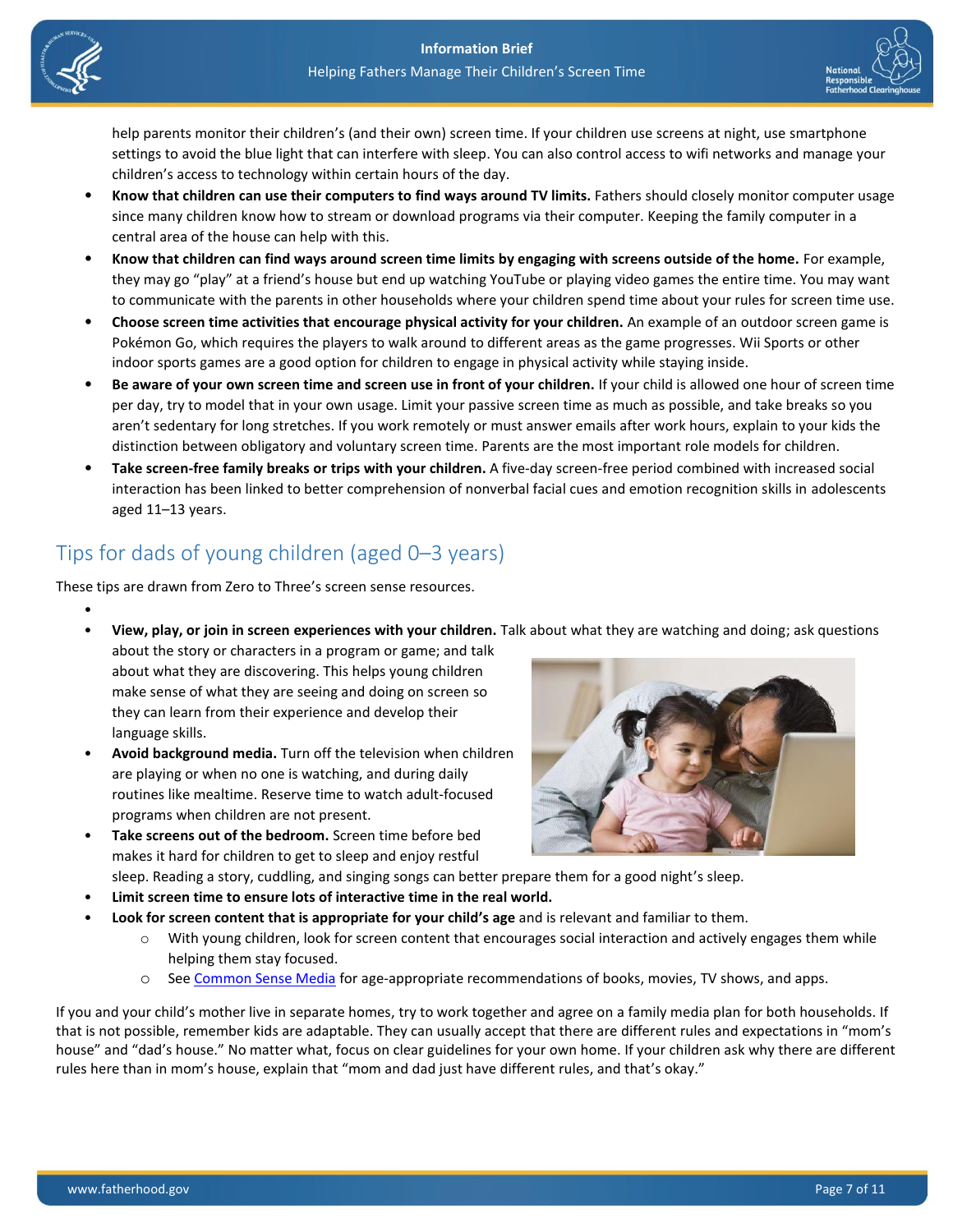help parents monitor their children's (and their own) screen time. If your children use screens at night, use smartphone settings to avoid the blue light that can interfere with sleep. You can also control access to wifi networks and manage your children's access to technology within certain hours of the day.

- **Know that children can use their computers to find ways around TV limits.** Fathers should closely monitor computer usage since many children know how to stream or download programs via their computer. Keeping the family computer in a central area of the house can help with this.
- **Know that children can find ways around screen time limits by engaging with screens outside of the home.** For example, they may go "play" at a friend's house but end up watching YouTube or playing video games the entire time. You may want to communicate with the parents in other households where your children spend time about your rules for screen time use.
- **Choose screen time activities that encourage physical activity for your children.** An example of an outdoor screen game is Pokémon Go, which requires the players to walk around to different areas as the game progresses. Wii Sports or other indoor sports games are a good option for children to engage in physical activity while staying inside.
- **Be aware of your own screen time and screen use in front of your children.** If your child is allowed one hour of screen time per day, try to model that in your own usage. Limit your passive screen time as much as possible, and take breaks so you aren't sedentary for long stretches. If you work remotely or must answer emails after work hours, explain to your kids the distinction between obligatory and voluntary screen time. Parents are the most important role models for children.
- **Take screen-free family breaks or trips with your children.** A five-day screen-free period combined with increased social interaction has been linked to better comprehension of nonverbal facial cues and emotion recognition skills in adolescents aged 11–13 years.

## Tips for dads of young children (aged 0–3 years)

These tips are drawn from Zero to Three's screen sense resources.

- **View, play, or join in screen experiences with your children.** Talk about what they are watching and doing; ask questions about the story or characters in a program or game; and talk about what they are discovering. This helps young children make sense of what they are seeing and doing on screen so they can learn from their experience and develop their language skills.
- **Avoid background media.** Turn off the television when children are playing or when no one is watching, and during daily routines like mealtime. Reserve time to watch adult-focused programs when children are not present.
- **Take screens out of the bedroom.** Screen time before bed makes it hard for children to get to sleep and enjoy restful sleep. Reading a story, cuddling, and singing songs can better prepare them for a good night's sleep.
- **Limit screen time to ensure lots of interactive time in the real world.**
- **Look for screen content that is appropriate for your child's age** and is relevant and familiar to them.
  - With young children, look for screen content that encourages social interaction and actively engages them while helping them stay focused.
  - See Common Sense Media for age-appropriate recommendations of books, movies, TV shows, and apps.

If you and your child's mother live in separate homes, try to work together and agree on a family media plan for both households. If that is not possible, remember kids are adaptable. They can usually accept that there are different rules and expectations in "mom's house" and "dad's house." No matter what, focus on clear guidelines for your own home. If your children ask why there are different rules here than in mom's house, explain that "mom and dad just have different rules, and that's okay."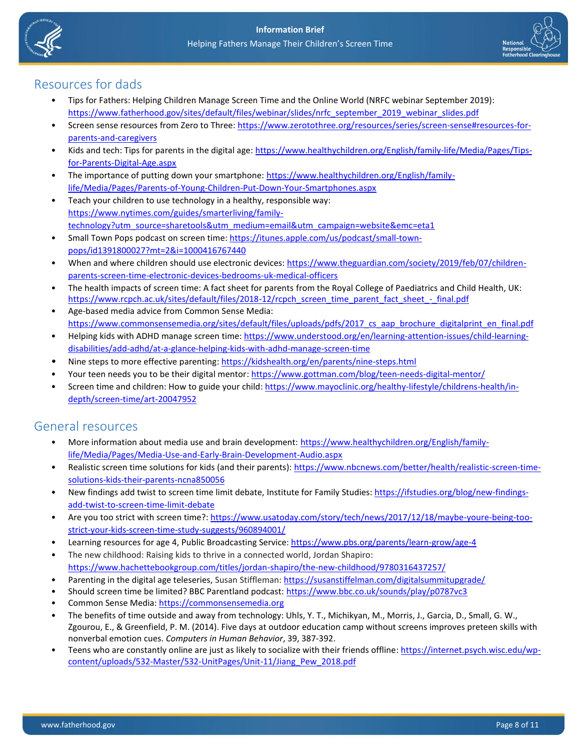## Resources for dads

- Tips for Fathers: Helping Children Manage Screen Time and the Online World (NRFC webinar September 2019): https://www.fatherhood.gov/sites/default/files/webinar/slides/nrfc_september_2019_webinar_slides.pdf
- Screen sense resources from Zero to Three: https://www.zerotothree.org/resources/series/screen-sense#resources-for-parents-and-caregivers
- Kids and tech: Tips for parents in the digital age: https://www.healthychildren.org/English/family-life/Media/Pages/Tips-for-Parents-Digital-Age.aspx
- The importance of putting down your smartphone: https://www.healthychildren.org/English/family-life/Media/Pages/Parents-of-Young-Children-Put-Down-Your-Smartphones.aspx
- Teach your children to use technology in a healthy, responsible way: https://www.nytimes.com/guides/smarterliving/family-technology?utm_source=sharetools&utm_medium=email&utm_campaign=website&emc=eta1
- Small Town Pops podcast on screen time: https://itunes.apple.com/us/podcast/small-town-pops/id1391800027?mt=2&i=1000416767440
- When and where children should use electronic devices: https://www.theguardian.com/society/2019/feb/07/children-parents-screen-time-electronic-devices-bedrooms-uk-medical-officers
- The health impacts of screen time: A fact sheet for parents from the Royal College of Paediatrics and Child Health, UK: https://www.rcpch.ac.uk/sites/default/files/2018-12/rcpch_screen_time_parent_fact_sheet_-_final.pdf
- Age-based media advice from Common Sense Media: https://www.commonsensemedia.org/sites/default/files/uploads/pdfs/2017_cs_aap_brochure_digitalprint_en_final.pdf
- Helping kids with ADHD manage screen time: https://www.understood.org/en/learning-attention-issues/child-learning-disabilities/add-adhd/at-a-glance-helping-kids-with-adhd-manage-screen-time
- Nine steps to more effective parenting: https://kidshealth.org/en/parents/nine-steps.html
- Your teen needs you to be their digital mentor: https://www.gottman.com/blog/teen-needs-digital-mentor/
- Screen time and children: How to guide your child: https://www.mayoclinic.org/healthy-lifestyle/childrens-health/in-depth/screen-time/art-20047952

## General resources

- More information about media use and brain development: https://www.healthychildren.org/English/family-life/Media/Pages/Media-Use-and-Early-Brain-Development-Audio.aspx
- Realistic screen time solutions for kids (and their parents): https://www.nbcnews.com/better/health/realistic-screen-time-solutions-kids-their-parents-ncna850056
- New findings add twist to screen time limit debate, Institute for Family Studies: https://ifstudies.org/blog/new-findings-add-twist-to-screen-time-limit-debate
- Are you too strict with screen time?: https://www.usatoday.com/story/tech/news/2017/12/18/maybe-youre-being-too-strict-your-kids-screen-time-study-suggests/960894001/
- Learning resources for age 4, Public Broadcasting Service: https://www.pbs.org/parents/learn-grow/age-4
- The new childhood: Raising kids to thrive in a connected world, Jordan Shapiro: https://www.hachettebookgroup.com/titles/jordan-shapiro/the-new-childhood/9780316437257/
- Parenting in the digital age teleseries, Susan Stiffleman: https://susanstiffelman.com/digitalsummitupgrade/
- Should screen time be limited? BBC Parentland podcast: https://www.bbc.co.uk/sounds/play/p0787vc3
- Common Sense Media: https://commonsensemedia.org
- The benefits of time outside and away from technology: Uhls, Y. T., Michikyan, M., Morris, J., Garcia, D., Small, G. W., Zgourou, E., & Greenfield, P. M. (2014). Five days at outdoor education camp without screens improves preteen skills with nonverbal emotion cues. *Computers in Human Behavior*, 39, 387-392.
- Teens who are constantly online are just as likely to socialize with their friends offline: https://internet.psych.wisc.edu/wp-content/uploads/532-Master/532-UnitPages/Unit-11/Jiang_Pew_2018.pdf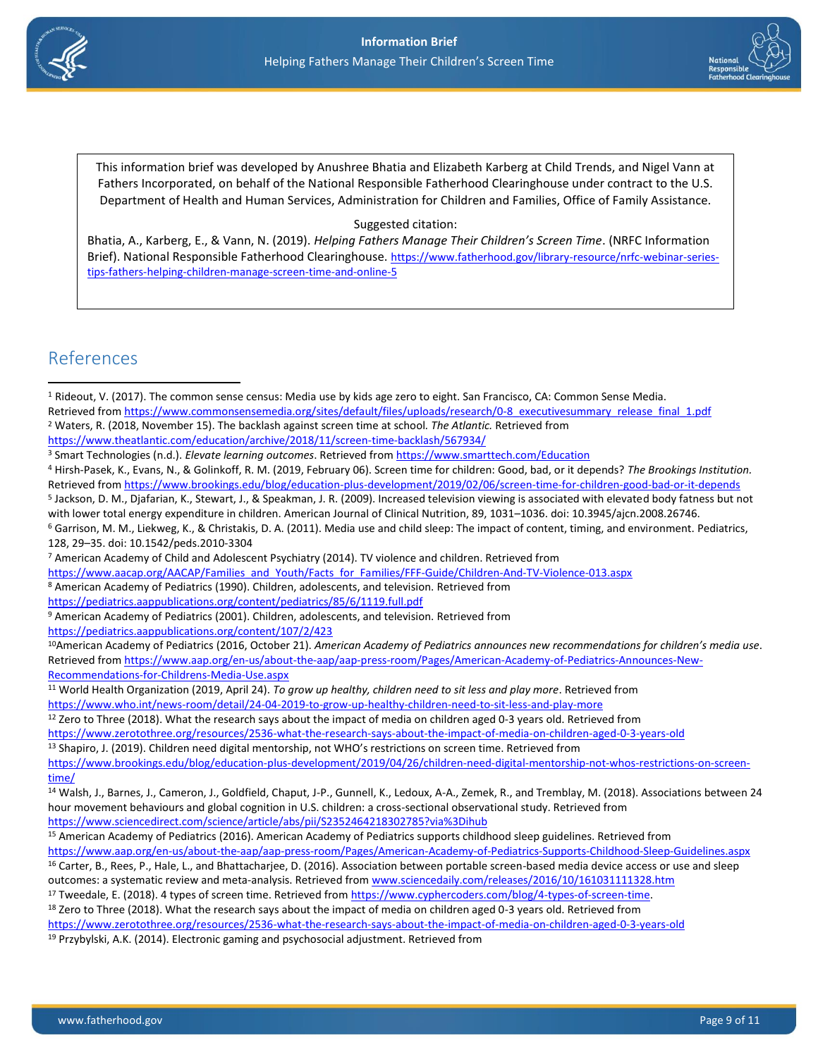This information brief was developed by Anushree Bhatia and Elizabeth Karberg at Child Trends, and Nigel Vann at Fathers Incorporated, on behalf of the National Responsible Fatherhood Clearinghouse under contract to the U.S. Department of Health and Human Services, Administration for Children and Families, Office of Family Assistance.

Suggested citation:

Bhatia, A., Karberg, E., & Vann, N. (2019). *Helping Fathers Manage Their Children's Screen Time*. (NRFC Information Brief). National Responsible Fatherhood Clearinghouse. https://www.fatherhood.gov/library-resource/nrfc-webinar-series-tips-fathers-helping-children-manage-screen-time-and-online-5

## References

[1] Rideout, V. (2017). The common sense census: Media use by kids age zero to eight. San Francisco, CA: Common Sense Media. Retrieved from https://www.commonsensemedia.org/sites/default/files/uploads/research/0-8_executivesummary_release_final_1.pdf

[2] Waters, R. (2018, November 15). The backlash against screen time at school. *The Atlantic.* Retrieved from https://www.theatlantic.com/education/archive/2018/11/screen-time-backlash/567934/

[3] Smart Technologies (n.d.). *Elevate learning outcomes*. Retrieved from https://www.smarttech.com/Education

[4] Hirsh-Pasek, K., Evans, N., & Golinkoff, R. M. (2019, February 06). Screen time for children: Good, bad, or it depends? *The Brookings Institution.* Retrieved from https://www.brookings.edu/blog/education-plus-development/2019/02/06/screen-time-for-children-good-bad-or-it-depends

[5] Jackson, D. M., Djafarian, K., Stewart, J., & Speakman, J. R. (2009). Increased television viewing is associated with elevated body fatness but not with lower total energy expenditure in children. American Journal of Clinical Nutrition, 89, 1031–1036. doi: 10.3945/ajcn.2008.26746.

[6] Garrison, M. M., Liekweg, K., & Christakis, D. A. (2011). Media use and child sleep: The impact of content, timing, and environment. Pediatrics, 128, 29–35. doi: 10.1542/peds.2010-3304

[7] American Academy of Child and Adolescent Psychiatry (2014). TV violence and children. Retrieved from https://www.aacap.org/AACAP/Families_and_Youth/Facts_for_Families/FFF-Guide/Children-And-TV-Violence-013.aspx

[8] American Academy of Pediatrics (1990). Children, adolescents, and television. Retrieved from https://pediatrics.aappublications.org/content/pediatrics/85/6/1119.full.pdf

[9] American Academy of Pediatrics (2001). Children, adolescents, and television. Retrieved from https://pediatrics.aappublications.org/content/107/2/423

[10] American Academy of Pediatrics (2016, October 21). *American Academy of Pediatrics announces new recommendations for children's media use*. Retrieved from https://www.aap.org/en-us/about-the-aap/aap-press-room/Pages/American-Academy-of-Pediatrics-Announces-New-Recommendations-for-Childrens-Media-Use.aspx

[11] World Health Organization (2019, April 24). *To grow up healthy, children need to sit less and play more*. Retrieved from https://www.who.int/news-room/detail/24-04-2019-to-grow-up-healthy-children-need-to-sit-less-and-play-more

[12] Zero to Three (2018). What the research says about the impact of media on children aged 0-3 years old. Retrieved from https://www.zerotothree.org/resources/2536-what-the-research-says-about-the-impact-of-media-on-children-aged-0-3-years-old

[13] Shapiro, J. (2019). Children need digital mentorship, not WHO's restrictions on screen time. Retrieved from https://www.brookings.edu/blog/education-plus-development/2019/04/26/children-need-digital-mentorship-not-whos-restrictions-on-screen-time/

[14] Walsh, J., Barnes, J., Cameron, J., Goldfield, Chaput, J-P., Gunnell, K., Ledoux, A-A., Zemek, R., and Tremblay, M. (2018). Associations between 24 hour movement behaviours and global cognition in U.S. children: a cross-sectional observational study. Retrieved from https://www.sciencedirect.com/science/article/abs/pii/S2352464218302785?via%3Dihub

[15] American Academy of Pediatrics (2016). American Academy of Pediatrics supports childhood sleep guidelines. Retrieved from https://www.aap.org/en-us/about-the-aap/aap-press-room/Pages/American-Academy-of-Pediatrics-Supports-Childhood-Sleep-Guidelines.aspx

[16] Carter, B., Rees, P., Hale, L., and Bhattacharjee, D. (2016). Association between portable screen-based media device access or use and sleep outcomes: a systematic review and meta-analysis. Retrieved from www.sciencedaily.com/releases/2016/10/161031111328.htm

[17] Tweedale, E. (2018). 4 types of screen time. Retrieved from https://www.cyphercoders.com/blog/4-types-of-screen-time.

[18] Zero to Three (2018). What the research says about the impact of media on children aged 0-3 years old. Retrieved from https://www.zerotothree.org/resources/2536-what-the-research-says-about-the-impact-of-media-on-children-aged-0-3-years-old

[19] Przybylski, A.K. (2014). Electronic gaming and psychosocial adjustment. Retrieved from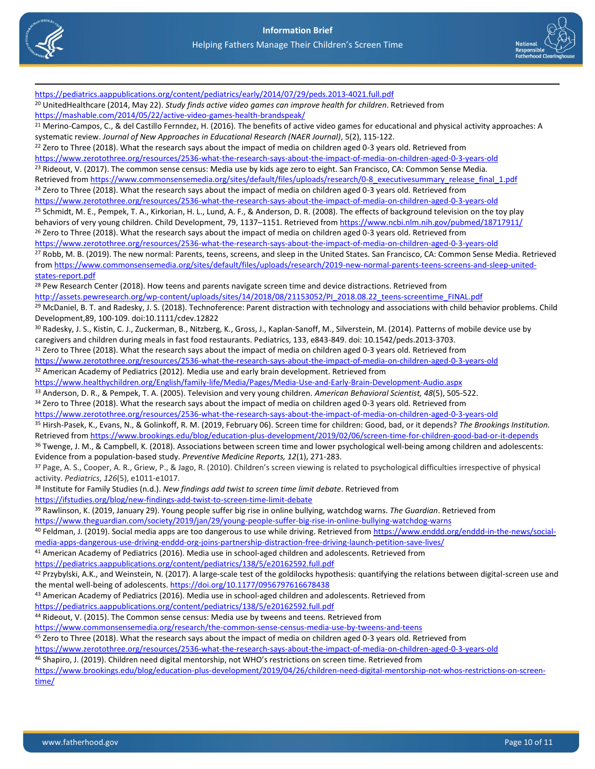https://pediatrics.aappublications.org/content/pediatrics/early/2014/07/29/peds.2013-4021.full.pdf

[20] UnitedHealthcare (2014, May 22). *Study finds active video games can improve health for children*. Retrieved from https://mashable.com/2014/05/22/active-video-games-health-brandspeak/

[21] Merino-Campos, C., & del Castillo Fernndez, H. (2016). The benefits of active video games for educational and physical activity approaches: A systematic review. *Journal of New Approaches in Educational Research (NAER Journal)*, 5(2), 115-122.

[22] Zero to Three (2018). What the research says about the impact of media on children aged 0-3 years old. Retrieved from https://www.zerotothree.org/resources/2536-what-the-research-says-about-the-impact-of-media-on-children-aged-0-3-years-old

[23] Rideout, V. (2017). The common sense census: Media use by kids age zero to eight. San Francisco, CA: Common Sense Media. Retrieved from https://www.commonsensemedia.org/sites/default/files/uploads/research/0-8_executivesummary_release_final_1.pdf

[24] Zero to Three (2018). What the research says about the impact of media on children aged 0-3 years old. Retrieved from https://www.zerotothree.org/resources/2536-what-the-research-says-about-the-impact-of-media-on-children-aged-0-3-years-old

[25] Schmidt, M. E., Pempek, T. A., Kirkorian, H. L., Lund, A. F., & Anderson, D. R. (2008). The effects of background television on the toy play behaviors of very young children. Child Development, 79, 1137–1151. Retrieved from https://www.ncbi.nlm.nih.gov/pubmed/18717911/

[26] Zero to Three (2018). What the research says about the impact of media on children aged 0-3 years old. Retrieved from https://www.zerotothree.org/resources/2536-what-the-research-says-about-the-impact-of-media-on-children-aged-0-3-years-old

[27] Robb, M. B. (2019). The new normal: Parents, teens, screens, and sleep in the United States. San Francisco, CA: Common Sense Media. Retrieved from https://www.commonsensemedia.org/sites/default/files/uploads/research/2019-new-normal-parents-teens-screens-and-sleep-united-states-report.pdf

[28] Pew Research Center (2018). How teens and parents navigate screen time and device distractions. Retrieved from http://assets.pewresearch.org/wp-content/uploads/sites/14/2018/08/21153052/PI_2018.08.22_teens-screentime_FINAL.pdf

[29] McDaniel, B. T. and Radesky, J. S. (2018). Technoference: Parent distraction with technology and associations with child behavior problems. Child Development,89, 100-109. doi:10.1111/cdev.12822

[30] Radesky, J. S., Kistin, C. J., Zuckerman, B., Nitzberg, K., Gross, J., Kaplan-Sanoff, M., Silverstein, M. (2014). Patterns of mobile device use by caregivers and children during meals in fast food restaurants. Pediatrics, 133, e843-849. doi: 10.1542/peds.2013-3703.

[31] Zero to Three (2018). What the research says about the impact of media on children aged 0-3 years old. Retrieved from https://www.zerotothree.org/resources/2536-what-the-research-says-about-the-impact-of-media-on-children-aged-0-3-years-old

[32] American Academy of Pediatrics (2012). Media use and early brain development. Retrieved from https://www.healthychildren.org/English/family-life/Media/Pages/Media-Use-and-Early-Brain-Development-Audio.aspx

[33] Anderson, D. R., & Pempek, T. A. (2005). Television and very young children. *American Behavioral Scientist, 48*(5), 505-522.

[34] Zero to Three (2018). What the research says about the impact of media on children aged 0-3 years old. Retrieved from https://www.zerotothree.org/resources/2536-what-the-research-says-about-the-impact-of-media-on-children-aged-0-3-years-old

[35] Hirsh-Pasek, K., Evans, N., & Golinkoff, R. M. (2019, February 06). Screen time for children: Good, bad, or it depends? *The Brookings Institution.* Retrieved from https://www.brookings.edu/blog/education-plus-development/2019/02/06/screen-time-for-children-good-bad-or-it-depends

[36] Twenge, J. M., & Campbell, K. (2018). Associations between screen time and lower psychological well-being among children and adolescents: Evidence from a population-based study. *Preventive Medicine Reports, 12*(1), 271-283.

[37] Page, A. S., Cooper, A. R., Griew, P., & Jago, R. (2010). Children's screen viewing is related to psychological difficulties irrespective of physical activity. *Pediatrics*, *126*(5), e1011-e1017.

[38] Institute for Family Studies (n.d.). *New findings add twist to screen time limit debate*. Retrieved from https://ifstudies.org/blog/new-findings-add-twist-to-screen-time-limit-debate

[39] Rawlinson, K. (2019, January 29). Young people suffer big rise in online bullying, watchdog warns. *The Guardian*. Retrieved from https://www.theguardian.com/society/2019/jan/29/young-people-suffer-big-rise-in-online-bullying-watchdog-warns

[40] Feldman, J. (2019). Social media apps are too dangerous to use while driving. Retrieved from https://www.enddd.org/enddd-in-the-news/social-media-apps-dangerous-use-driving-enddd-org-joins-partnership-distraction-free-driving-launch-petition-save-lives/

[41] American Academy of Pediatrics (2016). Media use in school-aged children and adolescents. Retrieved from https://pediatrics.aappublications.org/content/pediatrics/138/5/e20162592.full.pdf

[42] Przybylski, A.K., and Weinstein, N. (2017). A large-scale test of the goldilocks hypothesis: quantifying the relations between digital-screen use and the mental well-being of adolescents. https://doi.org/10.1177/0956797616678438

[43] American Academy of Pediatrics (2016). Media use in school-aged children and adolescents. Retrieved from https://pediatrics.aappublications.org/content/pediatrics/138/5/e20162592.full.pdf

[44] Rideout, V. (2015). The Common sense census: Media use by tweens and teens. Retrieved from https://www.commonsensemedia.org/research/the-common-sense-census-media-use-by-tweens-and-teens

[45] Zero to Three (2018). What the research says about the impact of media on children aged 0-3 years old. Retrieved from https://www.zerotothree.org/resources/2536-what-the-research-says-about-the-impact-of-media-on-children-aged-0-3-years-old

[46] Shapiro, J. (2019). Children need digital mentorship, not WHO's restrictions on screen time. Retrieved from https://www.brookings.edu/blog/education-plus-development/2019/04/26/children-need-digital-mentorship-not-whos-restrictions-on-screen-time/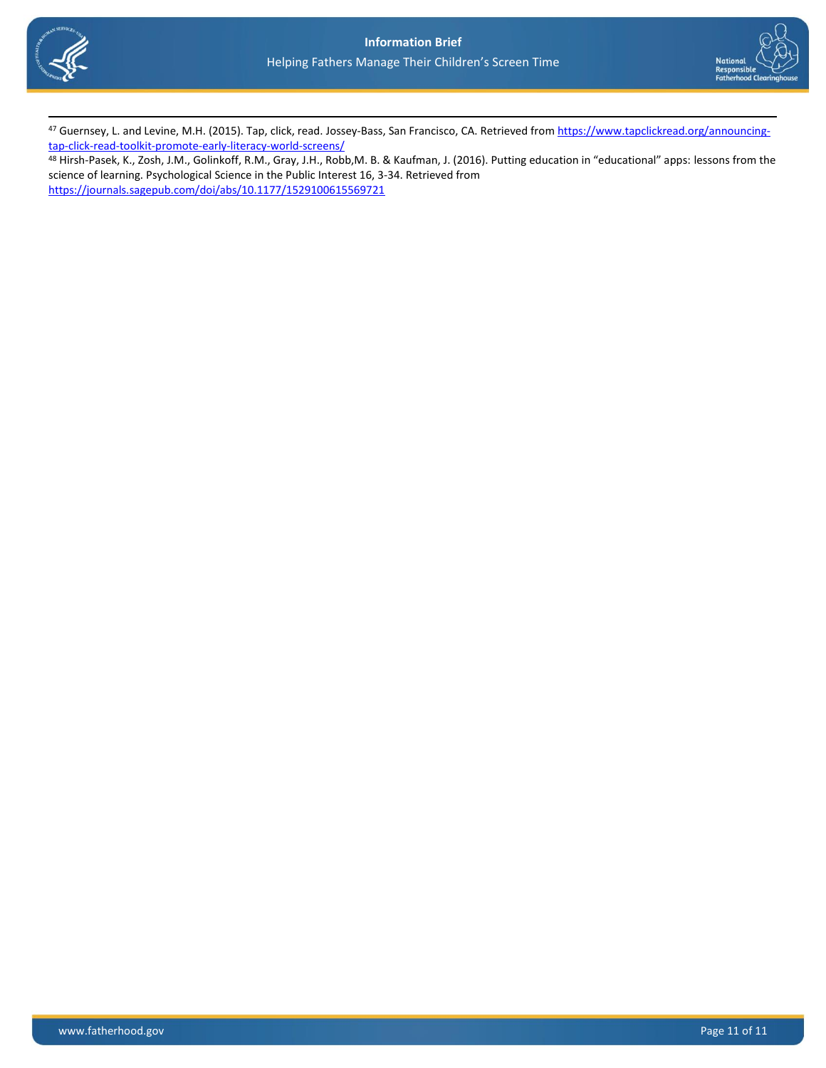[47] Guernsey, L. and Levine, M.H. (2015). Tap, click, read. Jossey-Bass, San Francisco, CA. Retrieved from https://www.tapclickread.org/announcing-tap-click-read-toolkit-promote-early-literacy-world-screens/

[48] Hirsh-Pasek, K., Zosh, J.M., Golinkoff, R.M., Gray, J.H., Robb,M. B. & Kaufman, J. (2016). Putting education in "educational" apps: lessons from the science of learning. Psychological Science in the Public Interest 16, 3-34. Retrieved from https://journals.sagepub.com/doi/abs/10.1177/1529100615569721